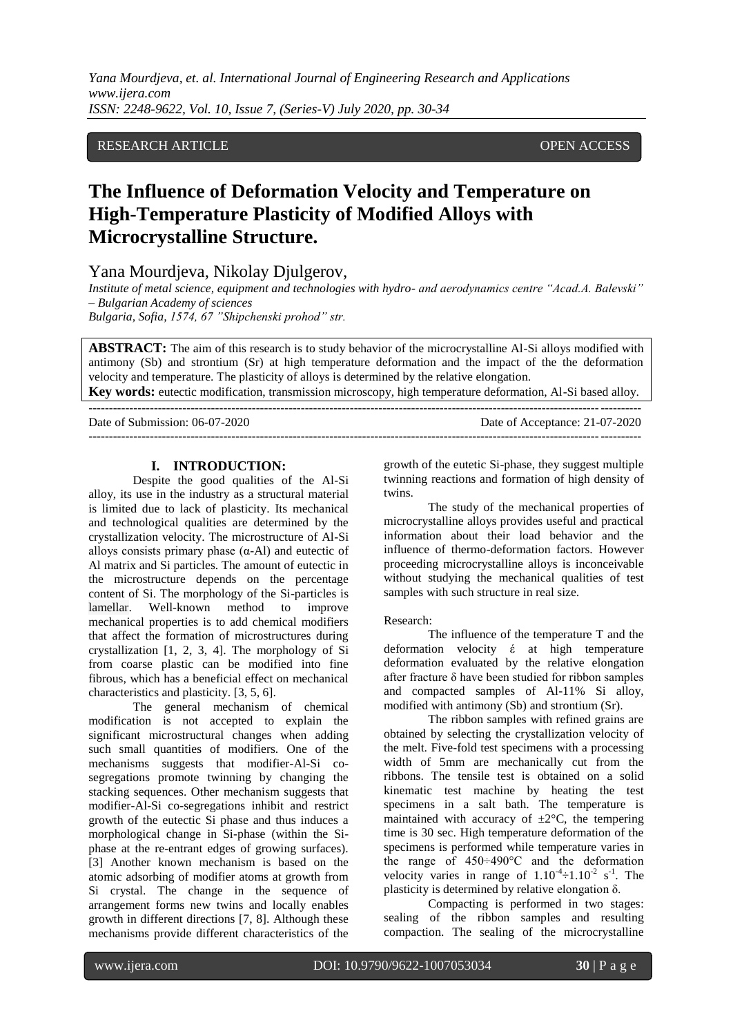RESEARCH ARTICLE OPEN ACCESS

# The Influence of Deformation Velocity and Temperature on High-Temperature Plasticity of Modified Alloys with Microcrystalline Structure.

Yana Mourdjeva, Nikolay Djulgerov,

*Institute of metal science, equipment and technologies with hydro- and aerodynamics centre "Acad.A. Balevski" – Bulgarian Academy of sciences*
*Bulgaria, Sofia, 1574, 67 "Shipchenski prohod" str.*

**ABSTRACT:** The aim of this research is to study behavior of the microcrystalline Al-Si alloys modified with antimony (Sb) and strontium (Sr) at high temperature deformation and the impact of the the deformation velocity and temperature. The plasticity of alloys is determined by the relative elongation.

**Key words:** eutectic modification, transmission microscopy, high temperature deformation, Al-Si based alloy.

Date of Submission: 06-07-2020 Date of Acceptance: 21-07-2020

## I. INTRODUCTION:

Despite the good qualities of the Al-Si alloy, its use in the industry as a structural material is limited due to lack of plasticity. Its mechanical and technological qualities are determined by the crystallization velocity. The microstructure of Al-Si alloys consists primary phase (α-Al) and eutectic of Al matrix and Si particles. The amount of eutectic in the microstructure depends on the percentage content of Si. The morphology of the Si-particles is lamellar. Well-known method to improve mechanical properties is to add chemical modifiers that affect the formation of microstructures during crystallization [1, 2, 3, 4]. The morphology of Si from coarse plastic can be modified into fine fibrous, which has a beneficial effect on mechanical characteristics and plasticity. [3, 5, 6].

The general mechanism of chemical modification is not accepted to explain the significant microstructural changes when adding such small quantities of modifiers. One of the mechanisms suggests that modifier-Al-Si co-segregations promote twinning by changing the stacking sequences. Other mechanism suggests that modifier-Al-Si co-segregations inhibit and restrict growth of the eutectic Si phase and thus induces a morphological change in Si-phase (within the Si-phase at the re-entrant edges of growing surfaces). [3] Another known mechanism is based on the atomic adsorbing of modifier atoms at growth from Si crystal. The change in the sequence of arrangement forms new twins and locally enables growth in different directions [7, 8]. Although these mechanisms provide different characteristics of the growth of the eutetic Si-phase, they suggest multiple twinning reactions and formation of high density of twins.

The study of the mechanical properties of microcrystalline alloys provides useful and practical information about their load behavior and the influence of thermo-deformation factors. However proceeding microcrystalline alloys is inconceivable without studying the mechanical qualities of test samples with such structure in real size.

Research:

The influence of the temperature T and the deformation velocity $\acute{\varepsilon}$ at high temperature deformation evaluated by the relative elongation after fracture δ have been studied for ribbon samples and compacted samples of Al-11% Si alloy, modified with antimony (Sb) and strontium (Sr).

The ribbon samples with refined grains are obtained by selecting the crystallization velocity of the melt. Five-fold test specimens with a processing width of 5mm are mechanically cut from the ribbons. The tensile test is obtained on a solid kinematic test machine by heating the test specimens in a salt bath. The temperature is maintained with accuracy of ±2°C, the tempering time is 30 sec. High temperature deformation of the specimens is performed while temperature varies in the range of 450÷490°C and the deformation velocity varies in range of $1.10^{-4}$÷$1.10^{-2}$ $s^{-1}$. The plasticity is determined by relative elongation δ.

Compacting is performed in two stages: sealing of the ribbon samples and resulting compaction. The sealing of the microcrystalline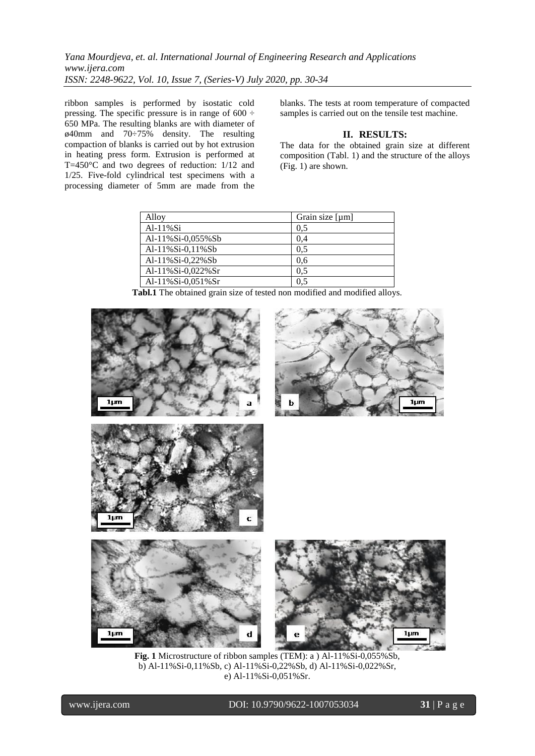ribbon samples is performed by isostatic cold pressing. The specific pressure is in range of 600 ÷ 650 MPa. The resulting blanks are with diameter of ø40mm and 70÷75% density. The resulting compaction of blanks is carried out by hot extrusion in heating press form. Extrusion is performed at T=450°C and two degrees of reduction: 1/12 and 1/25. Five-fold cylindrical test specimens with a processing diameter of 5mm are made from the blanks. The tests at room temperature of compacted samples is carried out on the tensile test machine.

## II. RESULTS:

The data for the obtained grain size at different composition (Tabl. 1) and the structure of the alloys (Fig. 1) are shown.

| Alloy | Grain size [µm] |
|---|---|
| Al-11%Si | 0,5 |
| Al-11%Si-0,055%Sb | 0,4 |
| Al-11%Si-0,11%Sb | 0,5 |
| Al-11%Si-0,22%Sb | 0,6 |
| Al-11%Si-0,022%Sr | 0,5 |
| Al-11%Si-0,051%Sr | 0,5 |

**Tabl.1** The obtained grain size of tested non modified and modified alloys.

**Fig. 1** Microstructure of ribbon samples (TEM): a ) Al-11%Si-0,055%Sb, b) Al-11%Si-0,11%Sb, c) Al-11%Si-0,22%Sb, d) Al-11%Si-0,022%Sr, e) Al-11%Si-0,051%Sr.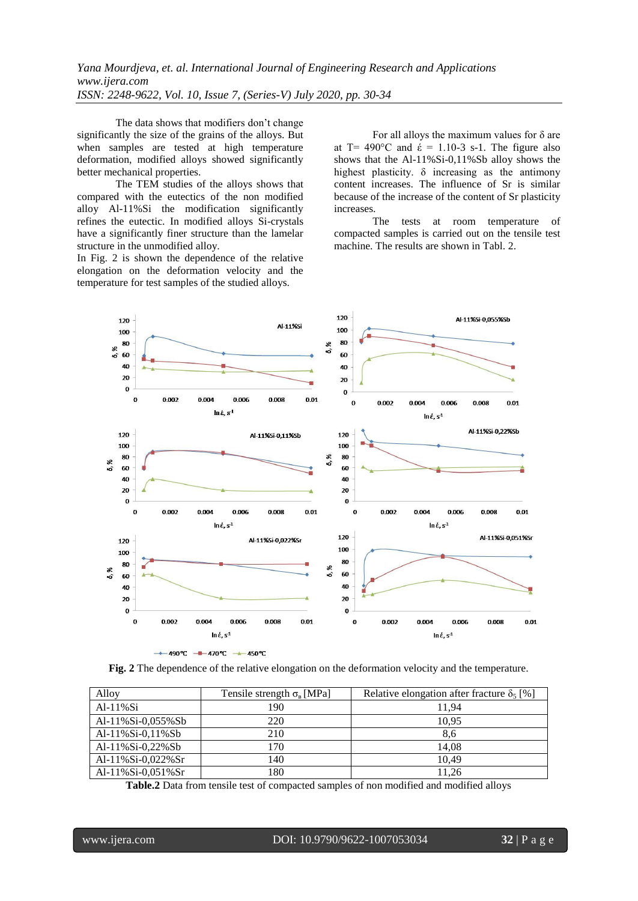The data shows that modifiers don't change significantly the size of the grains of the alloys. But when samples are tested at high temperature deformation, modified alloys showed significantly better mechanical properties.

The TEM studies of the alloys shows that compared with the eutectics of the non modified alloy Al-11%Si the modification significantly refines the eutectic. In modified alloys Si-crystals have a significantly finer structure than the lamelar structure in the unmodified alloy.

In Fig. 2 is shown the dependence of the relative elongation on the deformation velocity and the temperature for test samples of the studied alloys.

For all alloys the maximum values for δ are at T= 490°C and $\dot{\varepsilon}$ = 1.10-3 s-1. The figure also shows that the Al-11%Si-0,11%Sb alloy shows the highest plasticity. δ increasing as the antimony content increases. The influence of Sr is similar because of the increase of the content of Sr plasticity increases.

The tests at room temperature of compacted samples is carried out on the tensile test machine. The results are shown in Tabl. 2.

**Fig. 2** The dependence of the relative elongation on the deformation velocity and the temperature.

| Alloy | Tensile strength $\sigma_в$ [MPa] | Relative elongation after fracture $\delta_5$ [%] |
|---|---|---|
| Al-11%Si | 190 | 11,94 |
| Al-11%Si-0,055%Sb | 220 | 10,95 |
| Al-11%Si-0,11%Sb | 210 | 8,6 |
| Al-11%Si-0,22%Sb | 170 | 14,08 |
| Al-11%Si-0,022%Sr | 140 | 10,49 |
| Al-11%Si-0,051%Sr | 180 | 11,26 |

**Table.2** Data from tensile test of compacted samples of non modified and modified alloys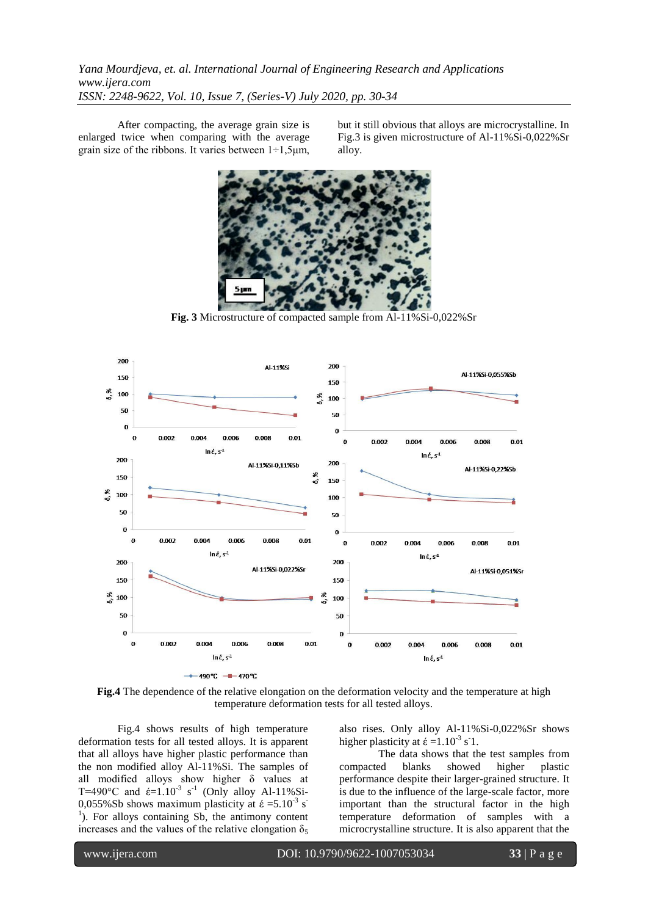After compacting, the average grain size is enlarged twice when comparing with the average grain size of the ribbons. It varies between 1÷1,5µm, but it still obvious that alloys are microcrystalline. In Fig.3 is given microstructure of Al-11%Si-0,022%Sr alloy.

**Fig. 3** Microstructure of compacted sample from Al-11%Si-0,022%Sr

**Fig.4** The dependence of the relative elongation on the deformation velocity and the temperature at high temperature deformation tests for all tested alloys.

Fig.4 shows results of high temperature deformation tests for all tested alloys. It is apparent that all alloys have higher plastic performance than the non modified alloy Al-11%Si. The samples of all modified alloys show higher δ values at T=490°C and $\acute{\varepsilon}=1.10^{-3}$ s$^{-1}$ (Only alloy Al-11%Si-0,055%Sb shows maximum plasticity at $\acute{\varepsilon}=5.10^{-3}$ s$^{-1}$). For alloys containing Sb, the antimony content increases and the values of the relative elongation $\delta_5$ also rises. Only alloy Al-11%Si-0,022%Sr shows higher plasticity at $\acute{\varepsilon}=1.10^{-3}$ s$^{-1}$.

The data shows that the test samples from compacted blanks showed higher plastic performance despite their larger-grained structure. It is due to the influence of the large-scale factor, more important than the structural factor in the high temperature deformation of samples with a microcrystalline structure. It is also apparent that the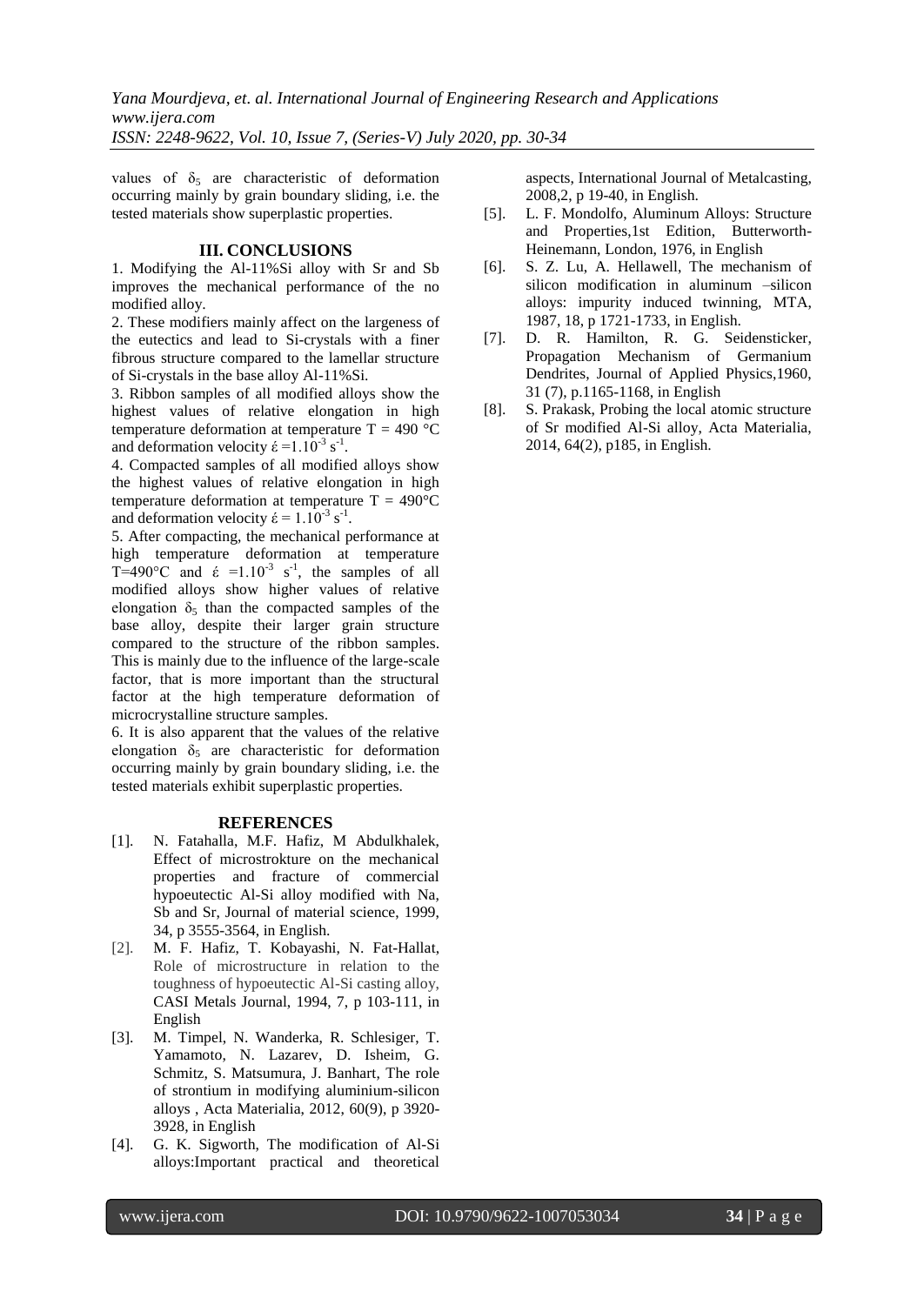values of $\delta_5$ are characteristic of deformation occurring mainly by grain boundary sliding, i.e. the tested materials show superplastic properties.

## III. CONCLUSIONS

1. Modifying the Al-11%Si alloy with Sr and Sb improves the mechanical performance of the no modified alloy.

2. These modifiers mainly affect on the largeness of the eutectics and lead to Si-crystals with a finer fibrous structure compared to the lamellar structure of Si-crystals in the base alloy Al-11%Si.

3. Ribbon samples of all modified alloys show the highest values of relative elongation in high temperature deformation at temperature T = 490 °C and deformation velocity $\acute{\varepsilon} = 1.10^{-3}\ s^{-1}$.

4. Compacted samples of all modified alloys show the highest values of relative elongation in high temperature deformation at temperature T = 490°C and deformation velocity $\acute{\varepsilon} = 1.10^{-3}\ s^{-1}$.

5. After compacting, the mechanical performance at high temperature deformation at temperature T=490°C and $\acute{\varepsilon} = 1.10^{-3}\ s^{-1}$, the samples of all modified alloys show higher values of relative elongation $\delta_5$ than the compacted samples of the base alloy, despite their larger grain structure compared to the structure of the ribbon samples. This is mainly due to the influence of the large-scale factor, that is more important than the structural factor at the high temperature deformation of microcrystalline structure samples.

6. It is also apparent that the values of the relative elongation $\delta_5$ are characteristic for deformation occurring mainly by grain boundary sliding, i.e. the tested materials exhibit superplastic properties.

## REFERENCES

[1]. N. Fatahalla, M.F. Hafiz, M Abdulkhalek, Effect of microstrokture on the mechanical properties and fracture of commercial hypoeutectic Al-Si alloy modified with Na, Sb and Sr, Journal of material science, 1999, 34, p 3555-3564, in English.

[2]. M. F. Hafiz, T. Kobayashi, N. Fat-Hallat, Role of microstructure in relation to the toughness of hypoeutectic Al-Si casting alloy, CASI Metals Journal, 1994, 7, p 103-111, in English

[3]. M. Timpel, N. Wanderka, R. Schlesiger, T. Yamamoto, N. Lazarev, D. Isheim, G. Schmitz, S. Matsumura, J. Banhart, The role of strontium in modifying aluminium-silicon alloys , Acta Materialia, 2012, 60(9), p 3920-3928, in English

[4]. G. K. Sigworth, The modification of Al-Si alloys:Important practical and theoretical aspects, International Journal of Metalcasting, 2008,2, p 19-40, in English.

[5]. L. F. Mondolfo, Aluminum Alloys: Structure and Properties,1st Edition, Butterworth-Heinemann, London, 1976, in English

[6]. S. Z. Lu, A. Hellawell, The mechanism of silicon modification in aluminum –silicon alloys: impurity induced twinning, MTA, 1987, 18, p 1721-1733, in English.

[7]. D. R. Hamilton, R. G. Seidensticker, Propagation Mechanism of Germanium Dendrites, Journal of Applied Physics,1960, 31 (7), p.1165-1168, in English

[8]. S. Prakask, Probing the local atomic structure of Sr modified Al-Si alloy, Acta Materialia, 2014, 64(2), p185, in English.